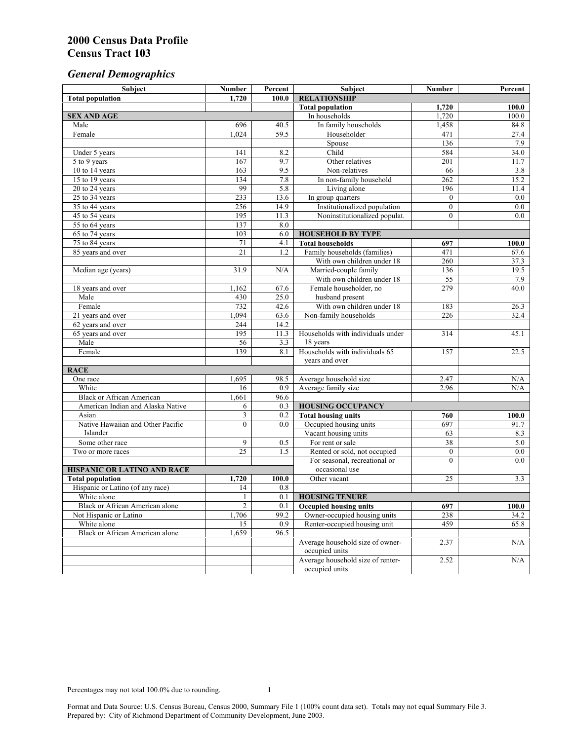# 2000 Census Data Profile
# Census Tract 103

## *General Demographics*

| Subject | Number | Percent | Subject | Number | Percent |
|---|---|---|---|---|---|
| **Total population** | **1,720** | **100.0** | **RELATIONSHIP** | | |
| | | | **Total population** | **1,720** | **100.0** |
| **SEX AND AGE** | | | In households | 1,720 | 100.0 |
| Male | 696 | 40.5 | In family households | 1,458 | 84.8 |
| Female | 1,024 | 59.5 | Householder | 471 | 27.4 |
| | | | Spouse | 136 | 7.9 |
| Under 5 years | 141 | 8.2 | Child | 584 | 34.0 |
| 5 to 9 years | 167 | 9.7 | Other relatives | 201 | 11.7 |
| 10 to 14 years | 163 | 9.5 | Non-relatives | 66 | 3.8 |
| 15 to 19 years | 134 | 7.8 | In non-family household | 262 | 15.2 |
| 20 to 24 years | 99 | 5.8 | Living alone | 196 | 11.4 |
| 25 to 34 years | 233 | 13.6 | In group quarters | 0 | 0.0 |
| 35 to 44 years | 256 | 14.9 | Institutionalized population | 0 | 0.0 |
| 45 to 54 years | 195 | 11.3 | Noninstitutionalized populat. | 0 | 0.0 |
| 55 to 64 years | 137 | 8.0 | | | |
| 65 to 74 years | 103 | 6.0 | **HOUSEHOLD BY TYPE** | | |
| 75 to 84 years | 71 | 4.1 | **Total households** | **697** | **100.0** |
| 85 years and over | 21 | 1.2 | Family households (families) | 471 | 67.6 |
| | | | With own children under 18 | 260 | 37.3 |
| Median age (years) | 31.9 | N/A | Married-couple family | 136 | 19.5 |
| | | | With own children under 18 | 55 | 7.9 |
| 18 years and over | 1,162 | 67.6 | Female householder, no husband present | 279 | 40.0 |
| Male | 430 | 25.0 | | | |
| Female | 732 | 42.6 | With own children under 18 | 183 | 26.3 |
| 21 years and over | 1,094 | 63.6 | Non-family households | 226 | 32.4 |
| 62 years and over | 244 | 14.2 | | | |
| 65 years and over | 195 | 11.3 | Households with individuals under 18 years | 314 | 45.1 |
| Male | 56 | 3.3 | | | |
| Female | 139 | 8.1 | Households with individuals 65 years and over | 157 | 22.5 |
| **RACE** | | | | | |
| One race | 1,695 | 98.5 | Average household size | 2.47 | N/A |
| White | 16 | 0.9 | Average family size | 2.96 | N/A |
| Black or African American | 1,661 | 96.6 | | | |
| American Indian and Alaska Native | 6 | 0.3 | **HOUSING OCCUPANCY** | | |
| Asian | 3 | 0.2 | **Total housing units** | **760** | **100.0** |
| Native Hawaiian and Other Pacific Islander | 0 | 0.0 | Occupied housing units | 697 | 91.7 |
| | | | Vacant housing units | 63 | 8.3 |
| Some other race | 9 | 0.5 | For rent or sale | 38 | 5.0 |
| Two or more races | 25 | 1.5 | Rented or sold, not occupied | 0 | 0.0 |
| | | | For seasonal, recreational or occasional use | 0 | 0.0 |
| **HISPANIC OR LATINO AND RACE** | | | | | |
| **Total population** | **1,720** | **100.0** | Other vacant | 25 | 3.3 |
| Hispanic or Latino (of any race) | 14 | 0.8 | | | |
| White alone | 1 | 0.1 | **HOUSING TENURE** | | |
| Black or African American alone | 2 | 0.1 | **Occupied housing units** | **697** | **100.0** |
| Not Hispanic or Latino | 1,706 | 99.2 | Owner-occupied housing units | 238 | 34.2 |
| White alone | 15 | 0.9 | Renter-occupied housing unit | 459 | 65.8 |
| Black or African American alone | 1,659 | 96.5 | | | |
| | | | Average household size of owner-occupied units | 2.37 | N/A |
| | | | Average household size of renter-occupied units | 2.52 | N/A |

Percentages may not total 100.0% due to rounding.

Format and Data Source: U.S. Census Bureau, Census 2000, Summary File 1 (100% count data set). Totals may not equal Summary File 3.
Prepared by: City of Richmond Department of Community Development, June 2003.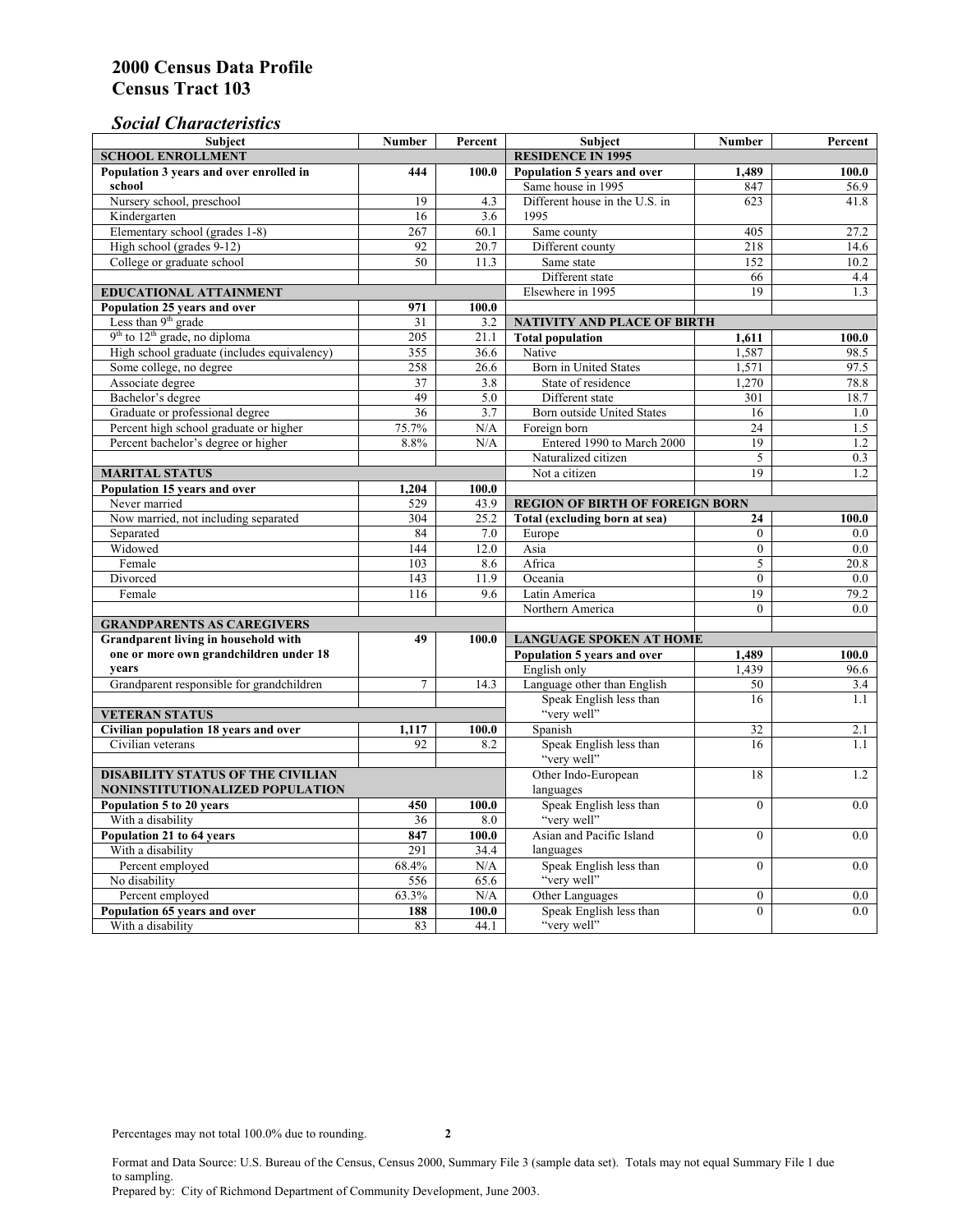# 2000 Census Data Profile
# Census Tract 103

## *Social Characteristics*

| Subject | Number | Percent |
|---|---|---|
| **SCHOOL ENROLLMENT** | | |
| **Population 3 years and over enrolled in school** | **444** | **100.0** |
| Nursery school, preschool | 19 | 4.3 |
| Kindergarten | 16 | 3.6 |
| Elementary school (grades 1-8) | 267 | 60.1 |
| High school (grades 9-12) | 92 | 20.7 |
| College or graduate school | 50 | 11.3 |
| **EDUCATIONAL ATTAINMENT** | | |
| **Population 25 years and over** | **971** | **100.0** |
| Less than 9th grade | 31 | 3.2 |
| 9th to 12th grade, no diploma | 205 | 21.1 |
| High school graduate (includes equivalency) | 355 | 36.6 |
| Some college, no degree | 258 | 26.6 |
| Associate degree | 37 | 3.8 |
| Bachelor's degree | 49 | 5.0 |
| Graduate or professional degree | 36 | 3.7 |
| Percent high school graduate or higher | 75.7% | N/A |
| Percent bachelor's degree or higher | 8.8% | N/A |
| **MARITAL STATUS** | | |
| **Population 15 years and over** | **1,204** | **100.0** |
| Never married | 529 | 43.9 |
| Now married, not including separated | 304 | 25.2 |
| Separated | 84 | 7.0 |
| Widowed | 144 | 12.0 |
| Female | 103 | 8.6 |
| Divorced | 143 | 11.9 |
| Female | 116 | 9.6 |
| **GRANDPARENTS AS CAREGIVERS** | | |
| **Grandparent living in household with one or more own grandchildren under 18 years** | **49** | **100.0** |
| Grandparent responsible for grandchildren | 7 | 14.3 |
| **VETERAN STATUS** | | |
| **Civilian population 18 years and over** | **1,117** | **100.0** |
| Civilian veterans | 92 | 8.2 |
| **DISABILITY STATUS OF THE CIVILIAN NONINSTITUTIONALIZED POPULATION** | | |
| **Population 5 to 20 years** | **450** | **100.0** |
| With a disability | 36 | 8.0 |
| **Population 21 to 64 years** | **847** | **100.0** |
| With a disability | 291 | 34.4 |
| Percent employed | 68.4% | N/A |
| No disability | 556 | 65.6 |
| Percent employed | 63.3% | N/A |
| **Population 65 years and over** | **188** | **100.0** |
| With a disability | 83 | 44.1 |

| Subject | Number | Percent |
|---|---|---|
| **RESIDENCE IN 1995** | | |
| **Population 5 years and over** | **1,489** | **100.0** |
| Same house in 1995 | 847 | 56.9 |
| Different house in the U.S. in 1995 | 623 | 41.8 |
| Same county | 405 | 27.2 |
| Different county | 218 | 14.6 |
| Same state | 152 | 10.2 |
| Different state | 66 | 4.4 |
| Elsewhere in 1995 | 19 | 1.3 |
| **NATIVITY AND PLACE OF BIRTH** | | |
| **Total population** | **1,611** | **100.0** |
| Native | 1,587 | 98.5 |
| Born in United States | 1,571 | 97.5 |
| State of residence | 1,270 | 78.8 |
| Different state | 301 | 18.7 |
| Born outside United States | 16 | 1.0 |
| Foreign born | 24 | 1.5 |
| Entered 1990 to March 2000 | 19 | 1.2 |
| Naturalized citizen | 5 | 0.3 |
| Not a citizen | 19 | 1.2 |
| **REGION OF BIRTH OF FOREIGN BORN** | | |
| **Total (excluding born at sea)** | **24** | **100.0** |
| Europe | 0 | 0.0 |
| Asia | 0 | 0.0 |
| Africa | 5 | 20.8 |
| Oceania | 0 | 0.0 |
| Latin America | 19 | 79.2 |
| Northern America | 0 | 0.0 |
| **LANGUAGE SPOKEN AT HOME** | | |
| **Population 5 years and over** | **1,489** | **100.0** |
| English only | 1,439 | 96.6 |
| Language other than English | 50 | 3.4 |
| Speak English less than "very well" | 16 | 1.1 |
| Spanish | 32 | 2.1 |
| Speak English less than "very well" | 16 | 1.1 |
| Other Indo-European languages | 18 | 1.2 |
| Speak English less than "very well" | 0 | 0.0 |
| Asian and Pacific Island languages | 0 | 0.0 |
| Speak English less than "very well" | 0 | 0.0 |
| Other Languages | 0 | 0.0 |
| Speak English less than "very well" | 0 | 0.0 |

Percentages may not total 100.0% due to rounding.

Format and Data Source: U.S. Bureau of the Census, Census 2000, Summary File 3 (sample data set). Totals may not equal Summary File 1 due to sampling.
Prepared by: City of Richmond Department of Community Development, June 2003.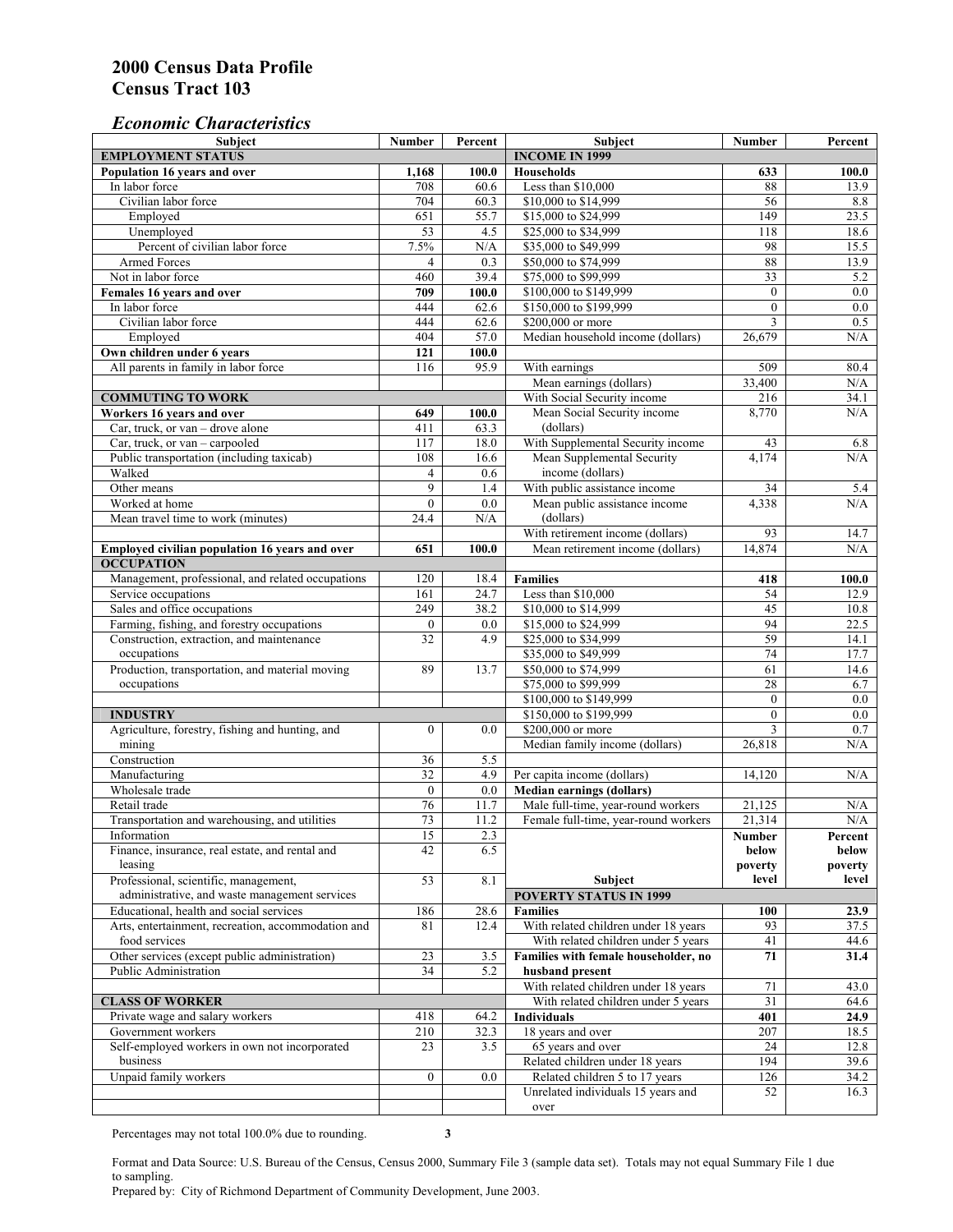# 2000 Census Data Profile
# Census Tract 103

## *Economic Characteristics*

| Subject | Number | Percent |
|---|---|---|
| **EMPLOYMENT STATUS** | | |
| **Population 16 years and over** | **1,168** | **100.0** |
| In labor force | 708 | 60.6 |
| Civilian labor force | 704 | 60.3 |
| Employed | 651 | 55.7 |
| Unemployed | 53 | 4.5 |
| Percent of civilian labor force | 7.5% | N/A |
| Armed Forces | 4 | 0.3 |
| Not in labor force | 460 | 39.4 |
| **Females 16 years and over** | **709** | **100.0** |
| In labor force | 444 | 62.6 |
| Civilian labor force | 444 | 62.6 |
| Employed | 404 | 57.0 |
| **Own children under 6 years** | **121** | **100.0** |
| All parents in family in labor force | 116 | 95.9 |
| **COMMUTING TO WORK** | | |
| **Workers 16 years and over** | **649** | **100.0** |
| Car, truck, or van – drove alone | 411 | 63.3 |
| Car, truck, or van – carpooled | 117 | 18.0 |
| Public transportation (including taxicab) | 108 | 16.6 |
| Walked | 4 | 0.6 |
| Other means | 9 | 1.4 |
| Worked at home | 0 | 0.0 |
| Mean travel time to work (minutes) | 24.4 | N/A |
| **Employed civilian population 16 years and over** | **651** | **100.0** |
| **OCCUPATION** | | |
| Management, professional, and related occupations | 120 | 18.4 |
| Service occupations | 161 | 24.7 |
| Sales and office occupations | 249 | 38.2 |
| Farming, fishing, and forestry occupations | 0 | 0.0 |
| Construction, extraction, and maintenance occupations | 32 | 4.9 |
| Production, transportation, and material moving occupations | 89 | 13.7 |
| **INDUSTRY** | | |
| Agriculture, forestry, fishing and hunting, and mining | 0 | 0.0 |
| Construction | 36 | 5.5 |
| Manufacturing | 32 | 4.9 |
| Wholesale trade | 0 | 0.0 |
| Retail trade | 76 | 11.7 |
| Transportation and warehousing, and utilities | 73 | 11.2 |
| Information | 15 | 2.3 |
| Finance, insurance, real estate, and rental and leasing | 42 | 6.5 |
| Professional, scientific, management, administrative, and waste management services | 53 | 8.1 |
| Educational, health and social services | 186 | 28.6 |
| Arts, entertainment, recreation, accommodation and food services | 81 | 12.4 |
| Other services (except public administration) | 23 | 3.5 |
| Public Administration | 34 | 5.2 |
| **CLASS OF WORKER** | | |
| Private wage and salary workers | 418 | 64.2 |
| Government workers | 210 | 32.3 |
| Self-employed workers in own not incorporated business | 23 | 3.5 |
| Unpaid family workers | 0 | 0.0 |

| Subject | Number | Percent |
|---|---|---|
| **INCOME IN 1999** | | |
| **Households** | **633** | **100.0** |
| Less than $10,000 | 88 | 13.9 |
| $10,000 to $14,999 | 56 | 8.8 |
| $15,000 to $24,999 | 149 | 23.5 |
| $25,000 to $34,999 | 118 | 18.6 |
| $35,000 to $49,999 | 98 | 15.5 |
| $50,000 to $74,999 | 88 | 13.9 |
| $75,000 to $99,999 | 33 | 5.2 |
| $100,000 to $149,999 | 0 | 0.0 |
| $150,000 to $199,999 | 0 | 0.0 |
| $200,000 or more | 3 | 0.5 |
| Median household income (dollars) | 26,679 | N/A |
| With earnings | 509 | 80.4 |
| Mean earnings (dollars) | 33,400 | N/A |
| With Social Security income | 216 | 34.1 |
| Mean Social Security income (dollars) | 8,770 | N/A |
| With Supplemental Security income | 43 | 6.8 |
| Mean Supplemental Security income (dollars) | 4,174 | N/A |
| With public assistance income | 34 | 5.4 |
| Mean public assistance income (dollars) | 4,338 | N/A |
| With retirement income (dollars) | 93 | 14.7 |
| Mean retirement income (dollars) | 14,874 | N/A |
| **Families** | **418** | **100.0** |
| Less than $10,000 | 54 | 12.9 |
| $10,000 to $14,999 | 45 | 10.8 |
| $15,000 to $24,999 | 94 | 22.5 |
| $25,000 to $34,999 | 59 | 14.1 |
| $35,000 to $49,999 | 74 | 17.7 |
| $50,000 to $74,999 | 61 | 14.6 |
| $75,000 to $99,999 | 28 | 6.7 |
| $100,000 to $149,999 | 0 | 0.0 |
| $150,000 to $199,999 | 0 | 0.0 |
| $200,000 or more | 3 | 0.7 |
| Median family income (dollars) | 26,818 | N/A |
| Per capita income (dollars) | 14,120 | N/A |
| **Median earnings (dollars)** | | |
| Male full-time, year-round workers | 21,125 | N/A |
| Female full-time, year-round workers | 21,314 | N/A |

| Subject | Number below poverty level | Percent below poverty level |
|---|---|---|
| **POVERTY STATUS IN 1999** | | |
| **Families** | **100** | **23.9** |
| With related children under 18 years | 93 | 37.5 |
| With related children under 5 years | 41 | 44.6 |
| **Families with female householder, no husband present** | **71** | **31.4** |
| With related children under 18 years | 71 | 43.0 |
| With related children under 5 years | 31 | 64.6 |
| **Individuals** | **401** | **24.9** |
| 18 years and over | 207 | 18.5 |
| 65 years and over | 24 | 12.8 |
| Related children under 18 years | 194 | 39.6 |
| Related children 5 to 17 years | 126 | 34.2 |
| Unrelated individuals 15 years and over | 52 | 16.3 |

Percentages may not total 100.0% due to rounding.

Format and Data Source: U.S. Bureau of the Census, Census 2000, Summary File 3 (sample data set). Totals may not equal Summary File 1 due to sampling.
Prepared by: City of Richmond Department of Community Development, June 2003.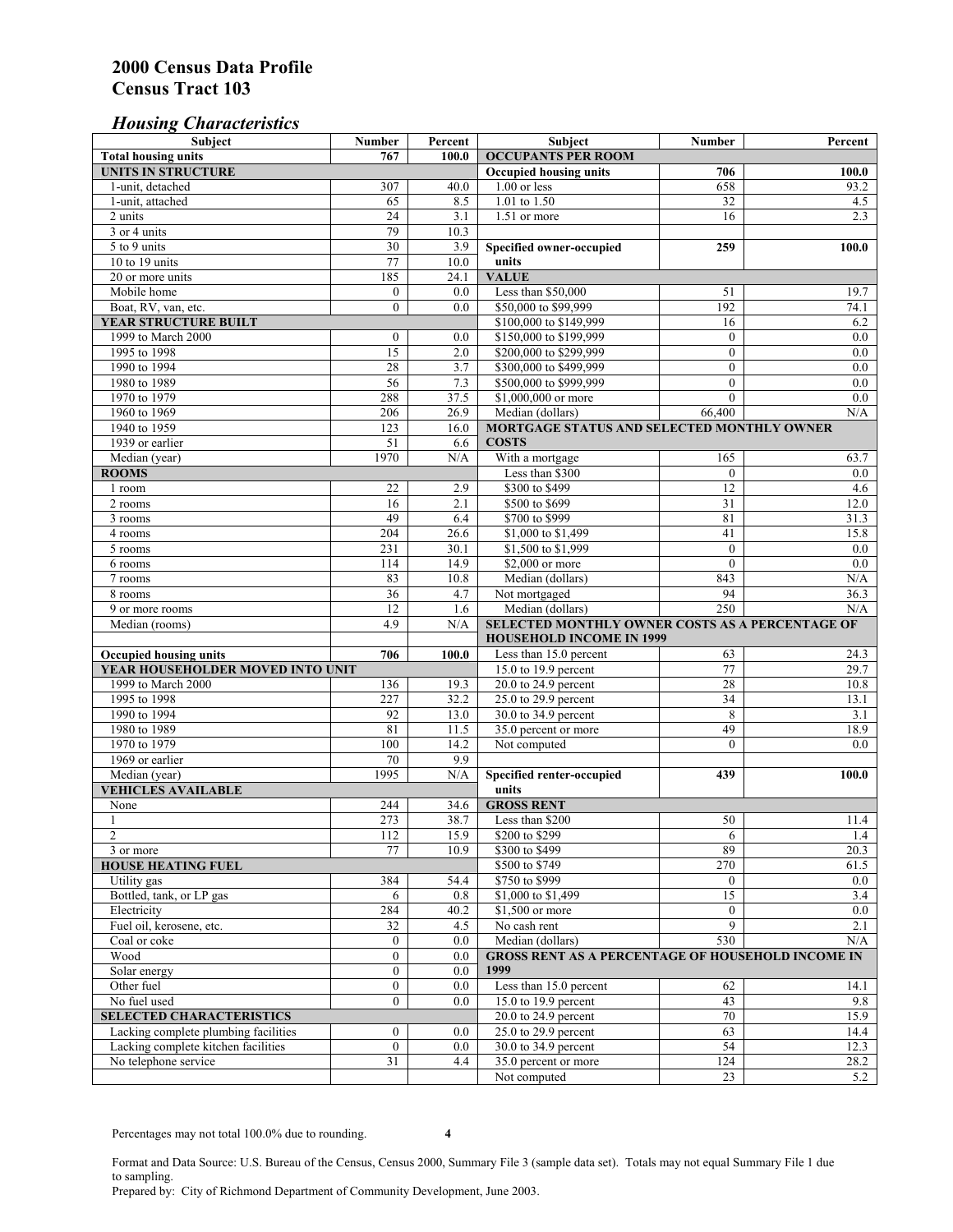# 2000 Census Data Profile
# Census Tract 103

## *Housing Characteristics*

| Subject | Number | Percent | Subject | Number | Percent |
|---|---|---|---|---|---|
| **Total housing units** | **767** | **100.0** | **OCCUPANTS PER ROOM** | | |
| **UNITS IN STRUCTURE** | | | **Occupied housing units** | **706** | **100.0** |
| 1-unit, detached | 307 | 40.0 | 1.00 or less | 658 | 93.2 |
| 1-unit, attached | 65 | 8.5 | 1.01 to 1.50 | 32 | 4.5 |
| 2 units | 24 | 3.1 | 1.51 or more | 16 | 2.3 |
| 3 or 4 units | 79 | 10.3 | | | |
| 5 to 9 units | 30 | 3.9 | **Specified owner-occupied units** | **259** | **100.0** |
| 10 to 19 units | 77 | 10.0 | | | |
| 20 or more units | 185 | 24.1 | **VALUE** | | |
| Mobile home | 0 | 0.0 | Less than $50,000 | 51 | 19.7 |
| Boat, RV, van, etc. | 0 | 0.0 | $50,000 to $99,999 | 192 | 74.1 |
| **YEAR STRUCTURE BUILT** | | | $100,000 to $149,999 | 16 | 6.2 |
| 1999 to March 2000 | 0 | 0.0 | $150,000 to $199,999 | 0 | 0.0 |
| 1995 to 1998 | 15 | 2.0 | $200,000 to $299,999 | 0 | 0.0 |
| 1990 to 1994 | 28 | 3.7 | $300,000 to $499,999 | 0 | 0.0 |
| 1980 to 1989 | 56 | 7.3 | $500,000 to $999,999 | 0 | 0.0 |
| 1970 to 1979 | 288 | 37.5 | $1,000,000 or more | 0 | 0.0 |
| 1960 to 1969 | 206 | 26.9 | Median (dollars) | 66,400 | N/A |
| 1940 to 1959 | 123 | 16.0 | **MORTGAGE STATUS AND SELECTED MONTHLY OWNER COSTS** | | |
| 1939 or earlier | 51 | 6.6 | | | |
| Median (year) | 1970 | N/A | With a mortgage | 165 | 63.7 |
| **ROOMS** | | | Less than $300 | 0 | 0.0 |
| 1 room | 22 | 2.9 | $300 to $499 | 12 | 4.6 |
| 2 rooms | 16 | 2.1 | $500 to $699 | 31 | 12.0 |
| 3 rooms | 49 | 6.4 | $700 to $999 | 81 | 31.3 |
| 4 rooms | 204 | 26.6 | $1,000 to $1,499 | 41 | 15.8 |
| 5 rooms | 231 | 30.1 | $1,500 to $1,999 | 0 | 0.0 |
| 6 rooms | 114 | 14.9 | $2,000 or more | 0 | 0.0 |
| 7 rooms | 83 | 10.8 | Median (dollars) | 843 | N/A |
| 8 rooms | 36 | 4.7 | Not mortgaged | 94 | 36.3 |
| 9 or more rooms | 12 | 1.6 | Median (dollars) | 250 | N/A |
| Median (rooms) | 4.9 | N/A | **SELECTED MONTHLY OWNER COSTS AS A PERCENTAGE OF HOUSEHOLD INCOME IN 1999** | | |
| | | | | | |
| **Occupied housing units** | **706** | **100.0** | Less than 15.0 percent | 63 | 24.3 |
| **YEAR HOUSEHOLDER MOVED INTO UNIT** | | | 15.0 to 19.9 percent | 77 | 29.7 |
| 1999 to March 2000 | 136 | 19.3 | 20.0 to 24.9 percent | 28 | 10.8 |
| 1995 to 1998 | 227 | 32.2 | 25.0 to 29.9 percent | 34 | 13.1 |
| 1990 to 1994 | 92 | 13.0 | 30.0 to 34.9 percent | 8 | 3.1 |
| 1980 to 1989 | 81 | 11.5 | 35.0 percent or more | 49 | 18.9 |
| 1970 to 1979 | 100 | 14.2 | Not computed | 0 | 0.0 |
| 1969 or earlier | 70 | 9.9 | | | |
| Median (year) | 1995 | N/A | **Specified renter-occupied units** | **439** | **100.0** |
| **VEHICLES AVAILABLE** | | | | | |
| None | 244 | 34.6 | **GROSS RENT** | | |
| 1 | 273 | 38.7 | Less than $200 | 50 | 11.4 |
| 2 | 112 | 15.9 | $200 to $299 | 6 | 1.4 |
| 3 or more | 77 | 10.9 | $300 to $499 | 89 | 20.3 |
| **HOUSE HEATING FUEL** | | | $500 to $749 | 270 | 61.5 |
| Utility gas | 384 | 54.4 | $750 to $999 | 0 | 0.0 |
| Bottled, tank, or LP gas | 6 | 0.8 | $1,000 to $1,499 | 15 | 3.4 |
| Electricity | 284 | 40.2 | $1,500 or more | 0 | 0.0 |
| Fuel oil, kerosene, etc. | 32 | 4.5 | No cash rent | 9 | 2.1 |
| Coal or coke | 0 | 0.0 | Median (dollars) | 530 | N/A |
| Wood | 0 | 0.0 | **GROSS RENT AS A PERCENTAGE OF HOUSEHOLD INCOME IN 1999** | | |
| Solar energy | 0 | 0.0 | | | |
| Other fuel | 0 | 0.0 | Less than 15.0 percent | 62 | 14.1 |
| No fuel used | 0 | 0.0 | 15.0 to 19.9 percent | 43 | 9.8 |
| **SELECTED CHARACTERISTICS** | | | 20.0 to 24.9 percent | 70 | 15.9 |
| Lacking complete plumbing facilities | 0 | 0.0 | 25.0 to 29.9 percent | 63 | 14.4 |
| Lacking complete kitchen facilities | 0 | 0.0 | 30.0 to 34.9 percent | 54 | 12.3 |
| No telephone service | 31 | 4.4 | 35.0 percent or more | 124 | 28.2 |
| | | | Not computed | 23 | 5.2 |

Percentages may not total 100.0% due to rounding.

Format and Data Source: U.S. Bureau of the Census, Census 2000, Summary File 3 (sample data set). Totals may not equal Summary File 1 due to sampling.
Prepared by: City of Richmond Department of Community Development, June 2003.